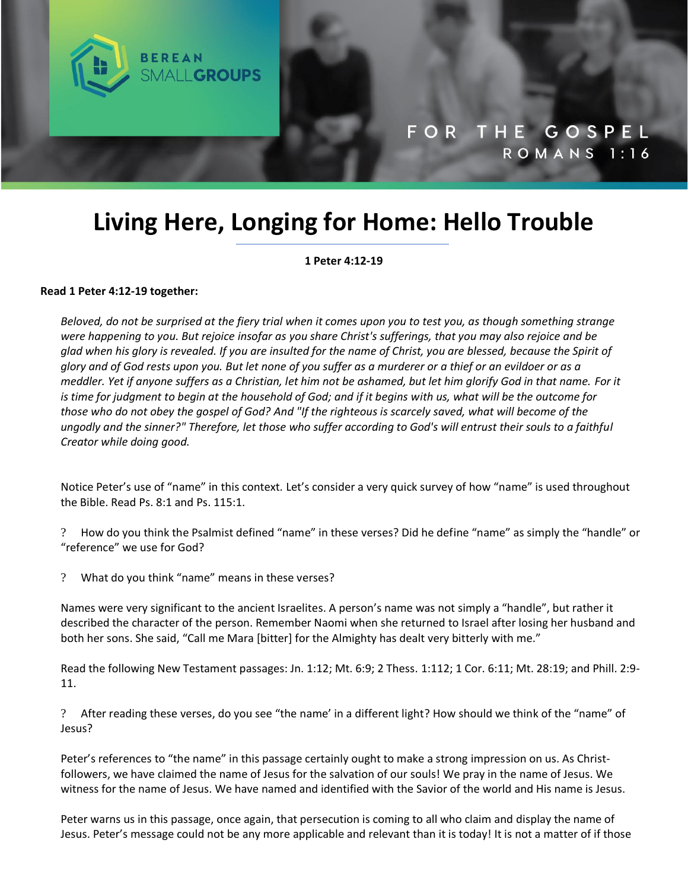BEREAN SMALLGROUPS

FOR THE GOSPEL
ROMANS 1:16

# Living Here, Longing for Home: Hello Trouble

**1 Peter 4:12-19**

**Read 1 Peter 4:12-19 together:**

*Beloved, do not be surprised at the fiery trial when it comes upon you to test you, as though something strange were happening to you. But rejoice insofar as you share Christ's sufferings, that you may also rejoice and be glad when his glory is revealed. If you are insulted for the name of Christ, you are blessed, because the Spirit of glory and of God rests upon you. But let none of you suffer as a murderer or a thief or an evildoer or as a meddler. Yet if anyone suffers as a Christian, let him not be ashamed, but let him glorify God in that name. For it is time for judgment to begin at the household of God; and if it begins with us, what will be the outcome for those who do not obey the gospel of God? And "If the righteous is scarcely saved, what will become of the ungodly and the sinner?" Therefore, let those who suffer according to God's will entrust their souls to a faithful Creator while doing good.*

Notice Peter's use of "name" in this context. Let's consider a very quick survey of how "name" is used throughout the Bible. Read Ps. 8:1 and Ps. 115:1.

? How do you think the Psalmist defined "name" in these verses? Did he define "name" as simply the "handle" or "reference" we use for God?

? What do you think "name" means in these verses?

Names were very significant to the ancient Israelites. A person's name was not simply a "handle", but rather it described the character of the person. Remember Naomi when she returned to Israel after losing her husband and both her sons. She said, "Call me Mara [bitter] for the Almighty has dealt very bitterly with me."

Read the following New Testament passages: Jn. 1:12; Mt. 6:9; 2 Thess. 1:112; 1 Cor. 6:11; Mt. 28:19; and Phill. 2:9-11.

? After reading these verses, do you see "the name' in a different light? How should we think of the "name" of Jesus?

Peter's references to "the name" in this passage certainly ought to make a strong impression on us. As Christ-followers, we have claimed the name of Jesus for the salvation of our souls! We pray in the name of Jesus. We witness for the name of Jesus. We have named and identified with the Savior of the world and His name is Jesus.

Peter warns us in this passage, once again, that persecution is coming to all who claim and display the name of Jesus. Peter's message could not be any more applicable and relevant than it is today! It is not a matter of if those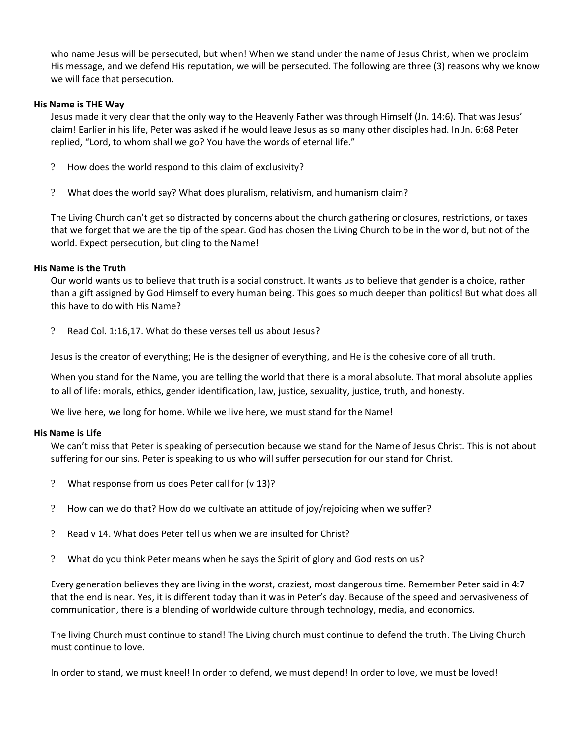who name Jesus will be persecuted, but when! When we stand under the name of Jesus Christ, when we proclaim His message, and we defend His reputation, we will be persecuted. The following are three (3) reasons why we know we will face that persecution.

**His Name is THE Way**

Jesus made it very clear that the only way to the Heavenly Father was through Himself (Jn. 14:6). That was Jesus' claim! Earlier in his life, Peter was asked if he would leave Jesus as so many other disciples had. In Jn. 6:68 Peter replied, "Lord, to whom shall we go? You have the words of eternal life."

? How does the world respond to this claim of exclusivity?

? What does the world say? What does pluralism, relativism, and humanism claim?

The Living Church can't get so distracted by concerns about the church gathering or closures, restrictions, or taxes that we forget that we are the tip of the spear. God has chosen the Living Church to be in the world, but not of the world. Expect persecution, but cling to the Name!

**His Name is the Truth**

Our world wants us to believe that truth is a social construct. It wants us to believe that gender is a choice, rather than a gift assigned by God Himself to every human being. This goes so much deeper than politics! But what does all this have to do with His Name?

? Read Col. 1:16,17. What do these verses tell us about Jesus?

Jesus is the creator of everything; He is the designer of everything, and He is the cohesive core of all truth.

When you stand for the Name, you are telling the world that there is a moral absolute. That moral absolute applies to all of life: morals, ethics, gender identification, law, justice, sexuality, justice, truth, and honesty.

We live here, we long for home. While we live here, we must stand for the Name!

**His Name is Life**

We can't miss that Peter is speaking of persecution because we stand for the Name of Jesus Christ. This is not about suffering for our sins. Peter is speaking to us who will suffer persecution for our stand for Christ.

? What response from us does Peter call for (v 13)?

? How can we do that? How do we cultivate an attitude of joy/rejoicing when we suffer?

? Read v 14. What does Peter tell us when we are insulted for Christ?

? What do you think Peter means when he says the Spirit of glory and God rests on us?

Every generation believes they are living in the worst, craziest, most dangerous time. Remember Peter said in 4:7 that the end is near. Yes, it is different today than it was in Peter's day. Because of the speed and pervasiveness of communication, there is a blending of worldwide culture through technology, media, and economics.

The living Church must continue to stand! The Living church must continue to defend the truth. The Living Church must continue to love.

In order to stand, we must kneel! In order to defend, we must depend! In order to love, we must be loved!